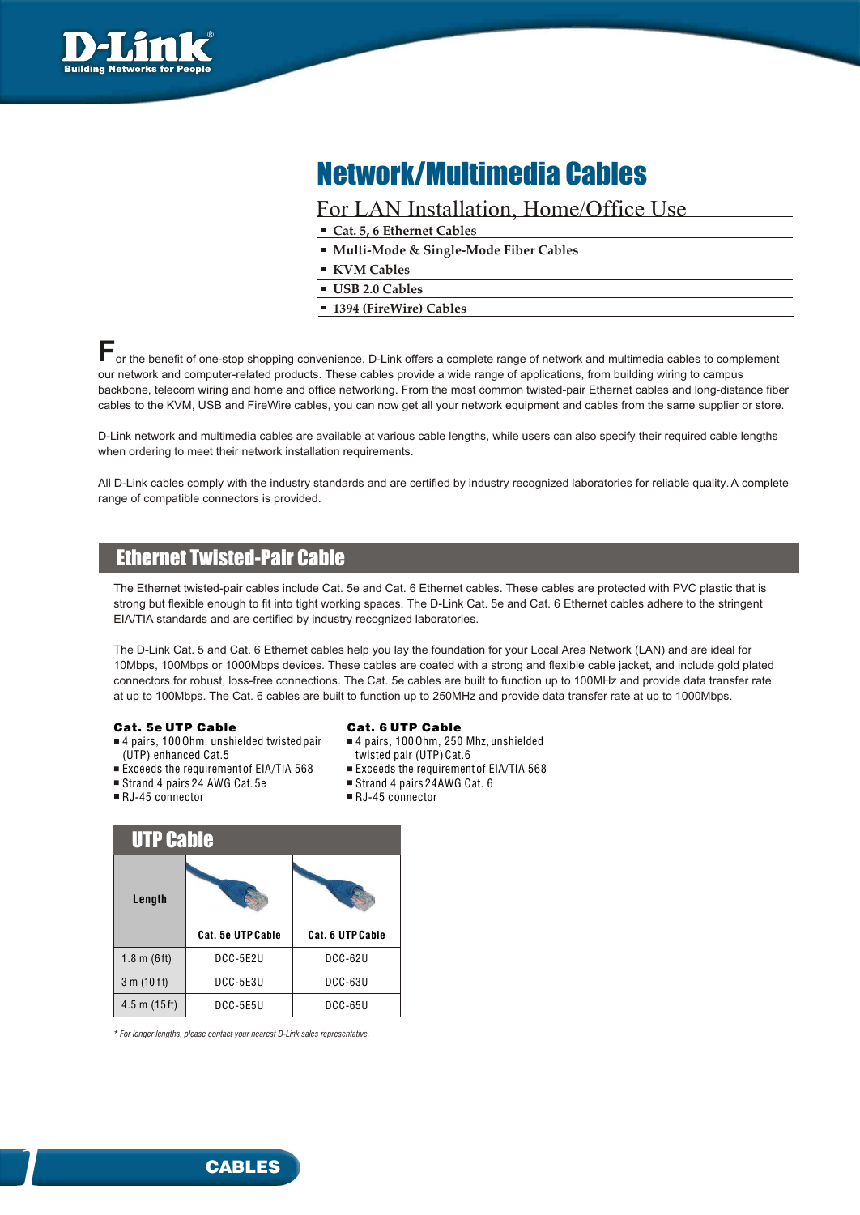# Network/Multimedia Cables

## For LAN Installation, Home/Office Use

- **Cat. 5, 6 Ethernet Cables**
- **Multi-Mode & Single-Mode Fiber Cables**
- **KVM Cables**
- **USB 2.0 Cables**
- **1394 (FireWire) Cables**

For the benefit of one-stop shopping convenience, D-Link offers a complete range of network and multimedia cables to complement our network and computer-related products. These cables provide a wide range of applications, from building wiring to campus backbone, telecom wiring and home and office networking. From the most common twisted-pair Ethernet cables and long-distance fiber cables to the KVM, USB and FireWire cables, you can now get all your network equipment and cables from the same supplier or store.

D-Link network and multimedia cables are available at various cable lengths, while users can also specify their required cable lengths when ordering to meet their network installation requirements.

All D-Link cables comply with the industry standards and are certified by industry recognized laboratories for reliable quality. A complete range of compatible connectors is provided.

## Ethernet Twisted-Pair Cable

The Ethernet twisted-pair cables include Cat. 5e and Cat. 6 Ethernet cables. These cables are protected with PVC plastic that is strong but flexible enough to fit into tight working spaces. The D-Link Cat. 5e and Cat. 6 Ethernet cables adhere to the stringent EIA/TIA standards and are certified by industry recognized laboratories.

The D-Link Cat. 5 and Cat. 6 Ethernet cables help you lay the foundation for your Local Area Network (LAN) and are ideal for 10Mbps, 100Mbps or 1000Mbps devices. These cables are coated with a strong and flexible cable jacket, and include gold plated connectors for robust, loss-free connections. The Cat. 5e cables are built to function up to 100MHz and provide data transfer rate at up to 100Mbps. The Cat. 6 cables are built to function up to 250MHz and provide data transfer rate at up to 1000Mbps.

### Cat. 5e UTP Cable

- 4 pairs, 100 Ohm, unshielded twisted pair (UTP) enhanced Cat.5
- Exceeds the requirement of EIA/TIA 568
- Strand 4 pairs 24 AWG Cat. 5e
- RJ-45 connector

### Cat. 6 UTP Cable

- 4 pairs, 100 Ohm, 250 Mhz, unshielded twisted pair (UTP) Cat.6
- Exceeds the requirement of EIA/TIA 568
- Strand 4 pairs 24AWG Cat. 6
- RJ-45 connector

### UTP Cable

| Length | Cat. 5e UTP Cable | Cat. 6 UTP Cable |
|---|---|---|
| 1.8 m (6ft) | DCC-5E2U | DCC-62U |
| 3 m (10 ft) | DCC-5E3U | DCC-63U |
| 4.5 m (15ft) | DCC-5E5U | DCC-65U |

*\* For longer lengths, please contact your nearest D-Link sales representative.*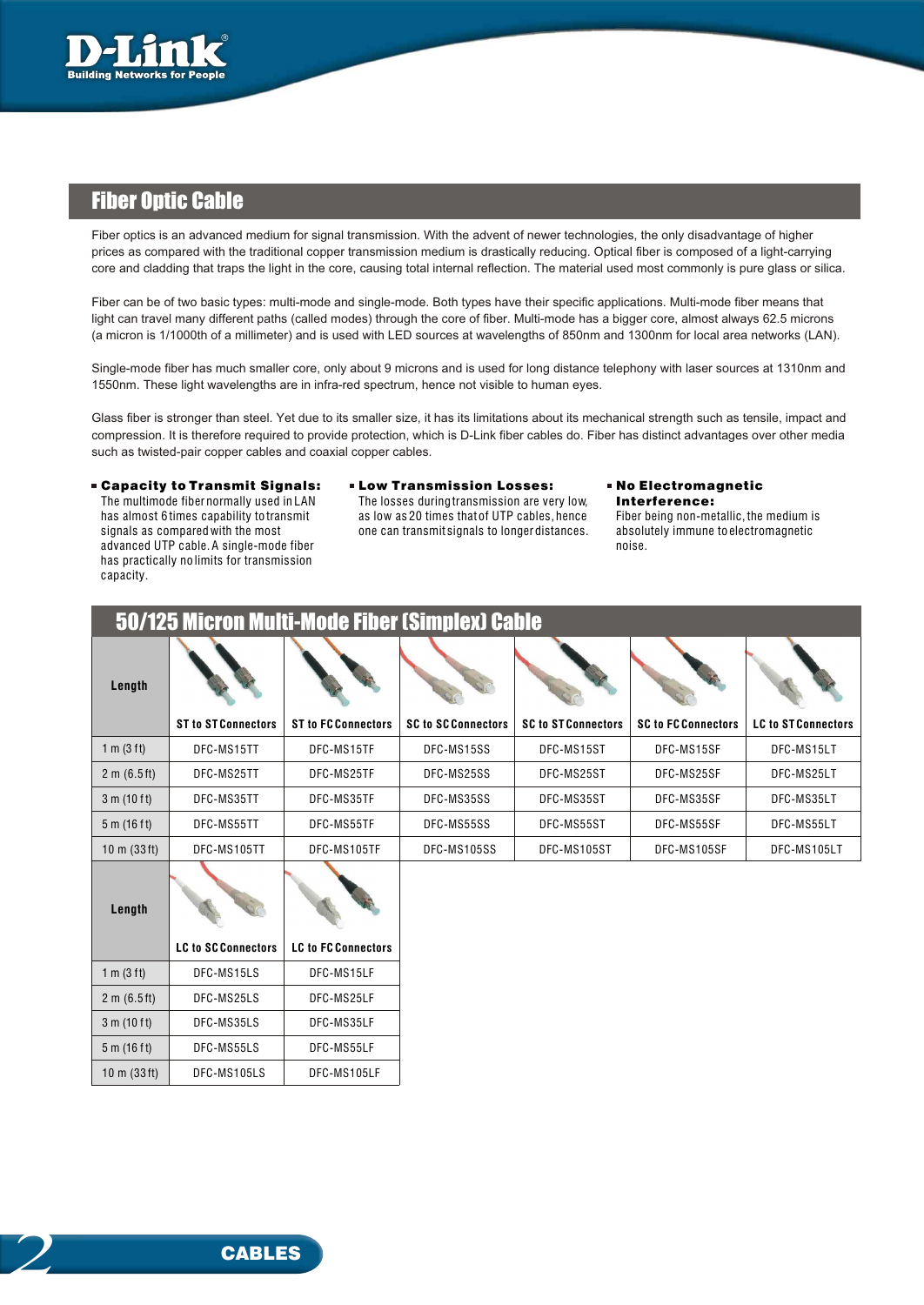## Fiber Optic Cable

Fiber optics is an advanced medium for signal transmission. With the advent of newer technologies, the only disadvantage of higher prices as compared with the traditional copper transmission medium is drastically reducing. Optical fiber is composed of a light-carrying core and cladding that traps the light in the core, causing total internal reflection. The material used most commonly is pure glass or silica.

Fiber can be of two basic types: multi-mode and single-mode. Both types have their specific applications. Multi-mode fiber means that light can travel many different paths (called modes) through the core of fiber. Multi-mode has a bigger core, almost always 62.5 microns (a micron is 1/1000th of a millimeter) and is used with LED sources at wavelengths of 850nm and 1300nm for local area networks (LAN).

Single-mode fiber has much smaller core, only about 9 microns and is used for long distance telephony with laser sources at 1310nm and 1550nm. These light wavelengths are in infra-red spectrum, hence not visible to human eyes.

Glass fiber is stronger than steel. Yet due to its smaller size, it has its limitations about its mechanical strength such as tensile, impact and compression. It is therefore required to provide protection, which is D-Link fiber cables do. Fiber has distinct advantages over other media such as twisted-pair copper cables and coaxial copper cables.

- **Capacity to Transmit Signals:** The multimode fiber normally used in LAN has almost 6 times capability to transmit signals as compared with the most advanced UTP cable. A single-mode fiber has practically no limits for transmission capacity.
- **Low Transmission Losses:** The losses during transmission are very low, as low as 20 times that of UTP cables, hence one can transmit signals to longer distances.
- **No Electromagnetic Interference:** Fiber being non-metallic, the medium is absolutely immune to electromagnetic noise.

### 50/125 Micron Multi-Mode Fiber (Simplex) Cable

| Length | ST to ST Connectors | ST to FC Connectors | SC to SC Connectors | SC to ST Connectors | SC to FC Connectors | LC to ST Connectors |
|---|---|---|---|---|---|---|
| 1 m (3 ft) | DFC-MS15TT | DFC-MS15TF | DFC-MS15SS | DFC-MS15ST | DFC-MS15SF | DFC-MS15LT |
| 2 m (6.5 ft) | DFC-MS25TT | DFC-MS25TF | DFC-MS25SS | DFC-MS25ST | DFC-MS25SF | DFC-MS25LT |
| 3 m (10 ft) | DFC-MS35TT | DFC-MS35TF | DFC-MS35SS | DFC-MS35ST | DFC-MS35SF | DFC-MS35LT |
| 5 m (16 ft) | DFC-MS55TT | DFC-MS55TF | DFC-MS55SS | DFC-MS55ST | DFC-MS55SF | DFC-MS55LT |
| 10 m (33 ft) | DFC-MS105TT | DFC-MS105TF | DFC-MS105SS | DFC-MS105ST | DFC-MS105SF | DFC-MS105LT |

| Length | LC to SC Connectors | LC to FC Connectors |
|---|---|---|
| 1 m (3 ft) | DFC-MS15LS | DFC-MS15LF |
| 2 m (6.5 ft) | DFC-MS25LS | DFC-MS25LF |
| 3 m (10 ft) | DFC-MS35LS | DFC-MS35LF |
| 5 m (16 ft) | DFC-MS55LS | DFC-MS55LF |
| 10 m (33 ft) | DFC-MS105LS | DFC-MS105LF |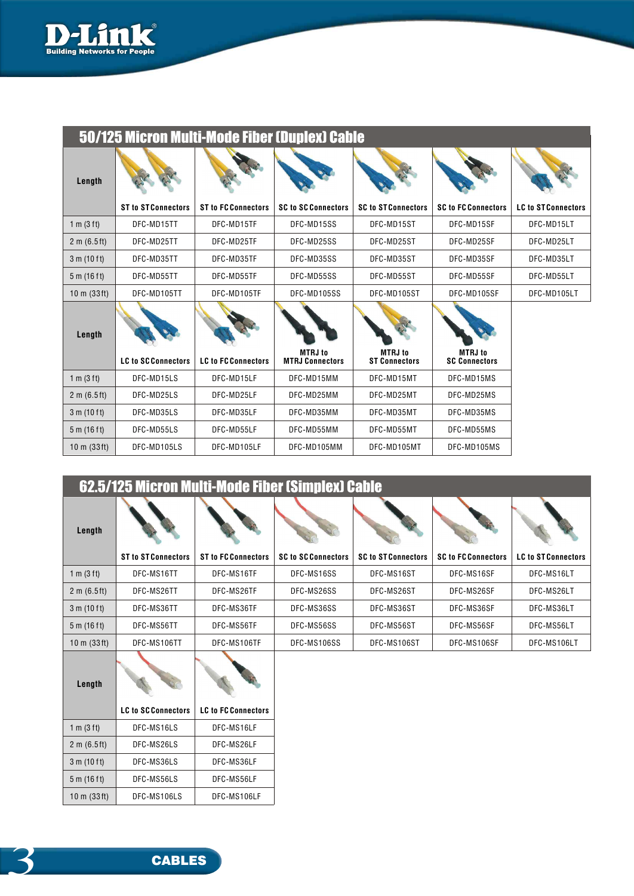## 50/125 Micron Multi-Mode Fiber (Duplex) Cable

| Length | ST to ST Connectors | ST to FC Connectors | SC to SC Connectors | SC to ST Connectors | SC to FC Connectors | LC to ST Connectors |
|---|---|---|---|---|---|---|
| 1 m (3 ft) | DFC-MD15TT | DFC-MD15TF | DFC-MD15SS | DFC-MD15ST | DFC-MD15SF | DFC-MD15LT |
| 2 m (6.5 ft) | DFC-MD25TT | DFC-MD25TF | DFC-MD25SS | DFC-MD25ST | DFC-MD25SF | DFC-MD25LT |
| 3 m (10 ft) | DFC-MD35TT | DFC-MD35TF | DFC-MD35SS | DFC-MD35ST | DFC-MD35SF | DFC-MD35LT |
| 5 m (16 ft) | DFC-MD55TT | DFC-MD55TF | DFC-MD55SS | DFC-MD55ST | DFC-MD55SF | DFC-MD55LT |
| 10 m (33 ft) | DFC-MD105TT | DFC-MD105TF | DFC-MD105SS | DFC-MD105ST | DFC-MD105SF | DFC-MD105LT |

| Length | LC to SC Connectors | LC to FC Connectors | MTRJ to MTRJ Connectors | MTRJ to ST Connectors | MTRJ to SC Connectors |
|---|---|---|---|---|---|
| 1 m (3 ft) | DFC-MD15LS | DFC-MD15LF | DFC-MD15MM | DFC-MD15MT | DFC-MD15MS |
| 2 m (6.5 ft) | DFC-MD25LS | DFC-MD25LF | DFC-MD25MM | DFC-MD25MT | DFC-MD25MS |
| 3 m (10 ft) | DFC-MD35LS | DFC-MD35LF | DFC-MD35MM | DFC-MD35MT | DFC-MD35MS |
| 5 m (16 ft) | DFC-MD55LS | DFC-MD55LF | DFC-MD55MM | DFC-MD55MT | DFC-MD55MS |
| 10 m (33 ft) | DFC-MD105LS | DFC-MD105LF | DFC-MD105MM | DFC-MD105MT | DFC-MD105MS |

## 62.5/125 Micron Multi-Mode Fiber (Simplex) Cable

| Length | ST to ST Connectors | ST to FC Connectors | SC to SC Connectors | SC to ST Connectors | SC to FC Connectors | LC to ST Connectors |
|---|---|---|---|---|---|---|
| 1 m (3 ft) | DFC-MS16TT | DFC-MS16TF | DFC-MS16SS | DFC-MS16ST | DFC-MS16SF | DFC-MS16LT |
| 2 m (6.5 ft) | DFC-MS26TT | DFC-MS26TF | DFC-MS26SS | DFC-MS26ST | DFC-MS26SF | DFC-MS26LT |
| 3 m (10 ft) | DFC-MS36TT | DFC-MS36TF | DFC-MS36SS | DFC-MS36ST | DFC-MS36SF | DFC-MS36LT |
| 5 m (16 ft) | DFC-MS56TT | DFC-MS56TF | DFC-MS56SS | DFC-MS56ST | DFC-MS56SF | DFC-MS56LT |
| 10 m (33 ft) | DFC-MS106TT | DFC-MS106TF | DFC-MS106SS | DFC-MS106ST | DFC-MS106SF | DFC-MS106LT |

| Length | LC to SC Connectors | LC to FC Connectors |
|---|---|---|
| 1 m (3 ft) | DFC-MS16LS | DFC-MS16LF |
| 2 m (6.5 ft) | DFC-MS26LS | DFC-MS26LF |
| 3 m (10 ft) | DFC-MS36LS | DFC-MS36LF |
| 5 m (16 ft) | DFC-MS56LS | DFC-MS56LF |
| 10 m (33 ft) | DFC-MS106LS | DFC-MS106LF |

CABLES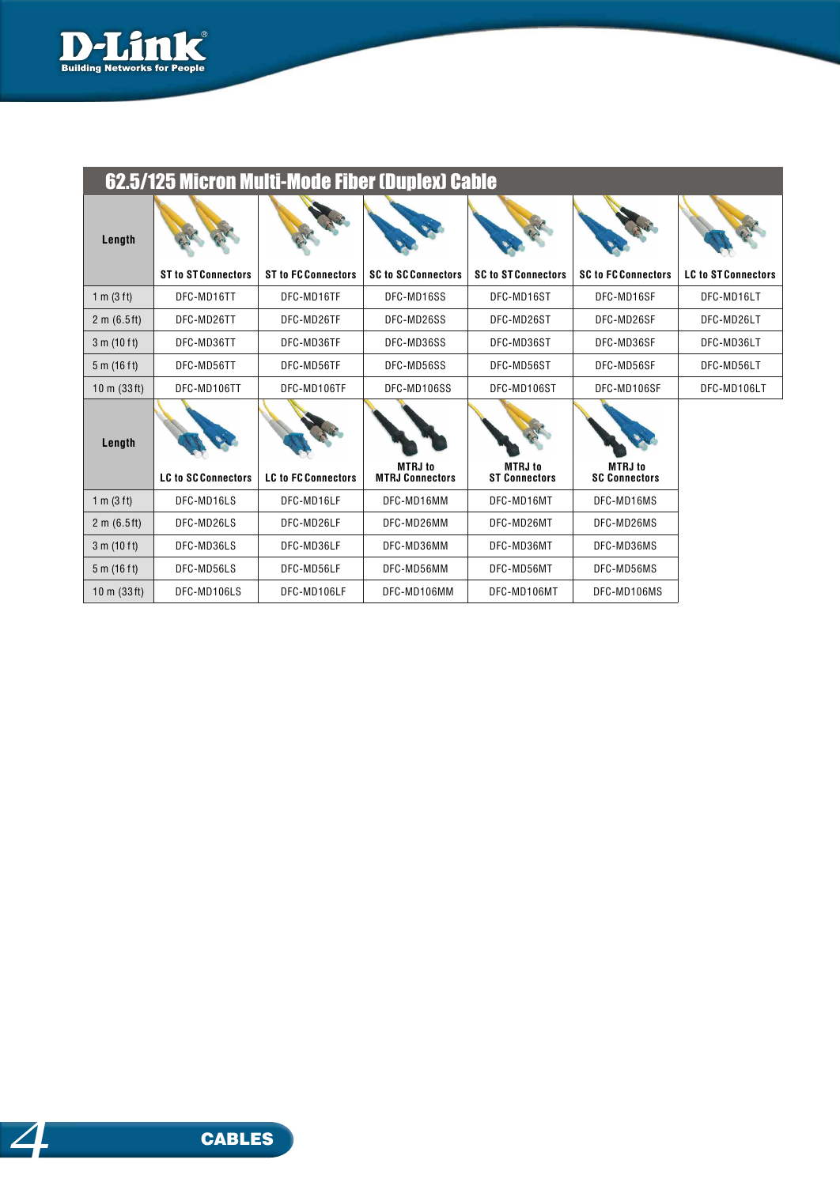## 62.5/125 Micron Multi-Mode Fiber (Duplex) Cable

| Length | ST to ST Connectors | ST to FC Connectors | SC to SC Connectors | SC to ST Connectors | SC to FC Connectors | LC to ST Connectors |
|---|---|---|---|---|---|---|
| 1 m (3 ft) | DFC-MD16TT | DFC-MD16TF | DFC-MD16SS | DFC-MD16ST | DFC-MD16SF | DFC-MD16LT |
| 2 m (6.5 ft) | DFC-MD26TT | DFC-MD26TF | DFC-MD26SS | DFC-MD26ST | DFC-MD26SF | DFC-MD26LT |
| 3 m (10 ft) | DFC-MD36TT | DFC-MD36TF | DFC-MD36SS | DFC-MD36ST | DFC-MD36SF | DFC-MD36LT |
| 5 m (16 ft) | DFC-MD56TT | DFC-MD56TF | DFC-MD56SS | DFC-MD56ST | DFC-MD56SF | DFC-MD56LT |
| 10 m (33 ft) | DFC-MD106TT | DFC-MD106TF | DFC-MD106SS | DFC-MD106ST | DFC-MD106SF | DFC-MD106LT |

| Length | LC to SC Connectors | LC to FC Connectors | MTRJ to MTRJ Connectors | MTRJ to ST Connectors | MTRJ to SC Connectors |
|---|---|---|---|---|---|
| 1 m (3 ft) | DFC-MD16LS | DFC-MD16LF | DFC-MD16MM | DFC-MD16MT | DFC-MD16MS |
| 2 m (6.5 ft) | DFC-MD26LS | DFC-MD26LF | DFC-MD26MM | DFC-MD26MT | DFC-MD26MS |
| 3 m (10 ft) | DFC-MD36LS | DFC-MD36LF | DFC-MD36MM | DFC-MD36MT | DFC-MD36MS |
| 5 m (16 ft) | DFC-MD56LS | DFC-MD56LF | DFC-MD56MM | DFC-MD56MT | DFC-MD56MS |
| 10 m (33 ft) | DFC-MD106LS | DFC-MD106LF | DFC-MD106MM | DFC-MD106MT | DFC-MD106MS |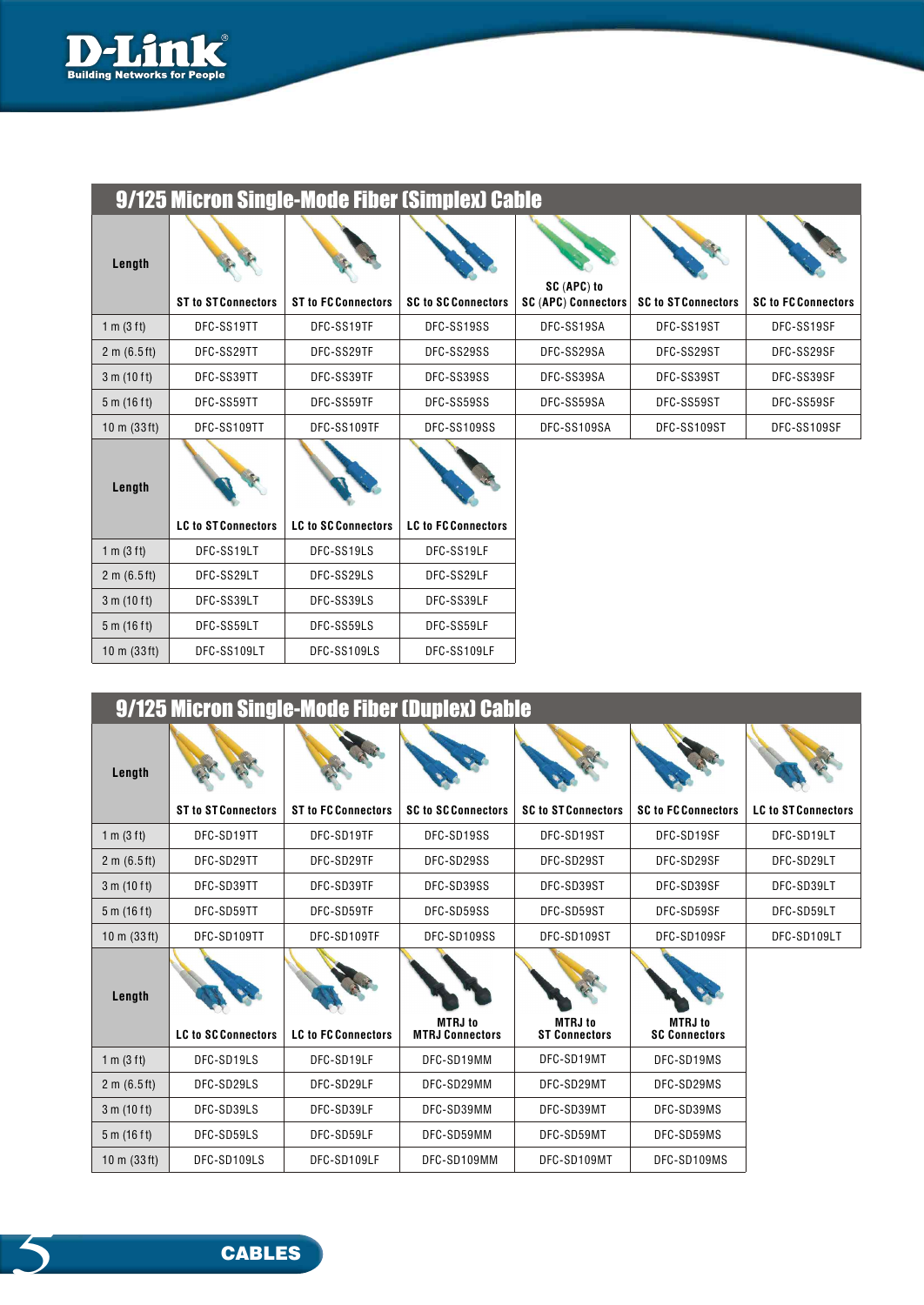## 9/125 Micron Single-Mode Fiber (Simplex) Cable

| Length | ST to ST Connectors | ST to FC Connectors | SC to SC Connectors | SC (APC) to SC (APC) Connectors | SC to ST Connectors | SC to FC Connectors |
|---|---|---|---|---|---|---|
| 1 m (3 ft) | DFC-SS19TT | DFC-SS19TF | DFC-SS19SS | DFC-SS19SA | DFC-SS19ST | DFC-SS19SF |
| 2 m (6.5 ft) | DFC-SS29TT | DFC-SS29TF | DFC-SS29SS | DFC-SS29SA | DFC-SS29ST | DFC-SS29SF |
| 3 m (10 ft) | DFC-SS39TT | DFC-SS39TF | DFC-SS39SS | DFC-SS39SA | DFC-SS39ST | DFC-SS39SF |
| 5 m (16 ft) | DFC-SS59TT | DFC-SS59TF | DFC-SS59SS | DFC-SS59SA | DFC-SS59ST | DFC-SS59SF |
| 10 m (33 ft) | DFC-SS109TT | DFC-SS109TF | DFC-SS109SS | DFC-SS109SA | DFC-SS109ST | DFC-SS109SF |

| Length | LC to ST Connectors | LC to SC Connectors | LC to FC Connectors |
|---|---|---|---|
| 1 m (3 ft) | DFC-SS19LT | DFC-SS19LS | DFC-SS19LF |
| 2 m (6.5 ft) | DFC-SS29LT | DFC-SS29LS | DFC-SS29LF |
| 3 m (10 ft) | DFC-SS39LT | DFC-SS39LS | DFC-SS39LF |
| 5 m (16 ft) | DFC-SS59LT | DFC-SS59LS | DFC-SS59LF |
| 10 m (33 ft) | DFC-SS109LT | DFC-SS109LS | DFC-SS109LF |

## 9/125 Micron Single-Mode Fiber (Duplex) Cable

| Length | ST to ST Connectors | ST to FC Connectors | SC to SC Connectors | SC to ST Connectors | SC to FC Connectors | LC to ST Connectors |
|---|---|---|---|---|---|---|
| 1 m (3 ft) | DFC-SD19TT | DFC-SD19TF | DFC-SD19SS | DFC-SD19ST | DFC-SD19SF | DFC-SD19LT |
| 2 m (6.5 ft) | DFC-SD29TT | DFC-SD29TF | DFC-SD29SS | DFC-SD29ST | DFC-SD29SF | DFC-SD29LT |
| 3 m (10 ft) | DFC-SD39TT | DFC-SD39TF | DFC-SD39SS | DFC-SD39ST | DFC-SD39SF | DFC-SD39LT |
| 5 m (16 ft) | DFC-SD59TT | DFC-SD59TF | DFC-SD59SS | DFC-SD59ST | DFC-SD59SF | DFC-SD59LT |
| 10 m (33 ft) | DFC-SD109TT | DFC-SD109TF | DFC-SD109SS | DFC-SD109ST | DFC-SD109SF | DFC-SD109LT |

| Length | LC to SC Connectors | LC to FC Connectors | MTRJ to MTRJ Connectors | MTRJ to ST Connectors | MTRJ to SC Connectors |
|---|---|---|---|---|---|
| 1 m (3 ft) | DFC-SD19LS | DFC-SD19LF | DFC-SD19MM | DFC-SD19MT | DFC-SD19MS |
| 2 m (6.5 ft) | DFC-SD29LS | DFC-SD29LF | DFC-SD29MM | DFC-SD29MT | DFC-SD29MS |
| 3 m (10 ft) | DFC-SD39LS | DFC-SD39LF | DFC-SD39MM | DFC-SD39MT | DFC-SD39MS |
| 5 m (16 ft) | DFC-SD59LS | DFC-SD59LF | DFC-SD59MM | DFC-SD59MT | DFC-SD59MS |
| 10 m (33 ft) | DFC-SD109LS | DFC-SD109LF | DFC-SD109MM | DFC-SD109MT | DFC-SD109MS |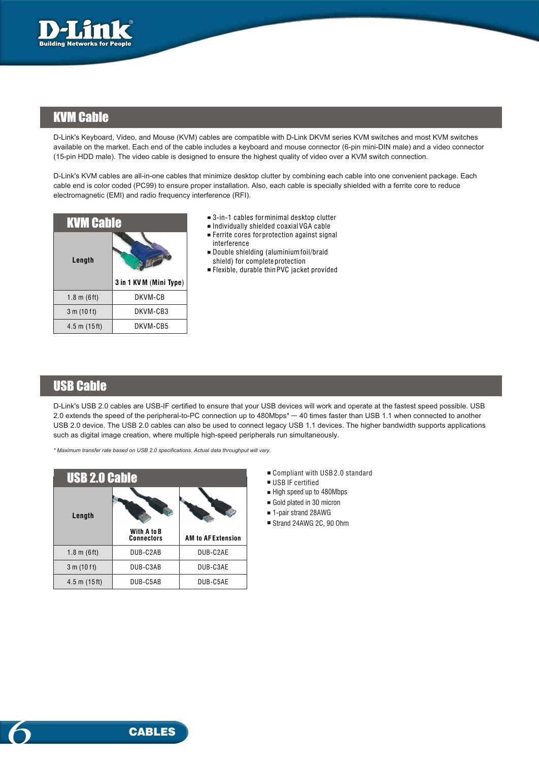## KVM Cable

D-Link's Keyboard, Video, and Mouse (KVM) cables are compatible with D-Link DKVM series KVM switches and most KVM switches available on the market. Each end of the cable includes a keyboard and mouse connector (6-pin mini-DIN male) and a video connector (15-pin HDD male). The video cable is designed to ensure the highest quality of video over a KVM switch connection.

D-Link's KVM cables are all-in-one cables that minimize desktop clutter by combining each cable into one convenient package. Each cable end is color coded (PC99) to ensure proper installation. Also, each cable is specially shielded with a ferrite core to reduce electromagnetic (EMI) and radio frequency interference (RFI).

| KVM Cable | |
|---|---|
| Length | 3 in 1 KVM (Mini Type) |
| 1.8 m (6ft) | DKVM-CB |
| 3 m (10 ft) | DKVM-CB3 |
| 4.5 m (15ft) | DKVM-CB5 |

- 3-in-1 cables for minimal desktop clutter
- Individually shielded coaxial VGA cable
- Ferrite cores for protection against signal interference
- Double shielding (aluminium foil/braid shield) for complete protection
- Flexible, durable thin PVC jacket provided

## USB Cable

D-Link's USB 2.0 cables are USB-IF certified to ensure that your USB devices will work and operate at the fastest speed possible. USB 2.0 extends the speed of the peripheral-to-PC connection up to 480Mbps* — 40 times faster than USB 1.1 when connected to another USB 2.0 device. The USB 2.0 cables can also be used to connect legacy USB 1.1 devices. The higher bandwidth supports applications such as digital image creation, where multiple high-speed peripherals run simultaneously.

*\* Maximum transfer rate based on USB 2.0 specifications. Actual data throughput will vary.*

| USB 2.0 Cable | | |
|---|---|---|
| Length | With A to B Connectors | AM to AF Extension |
| 1.8 m (6ft) | DUB-C2AB | DUB-C2AE |
| 3 m (10 ft) | DUB-C3AB | DUB-C3AE |
| 4.5 m (15ft) | DUB-C5AB | DUB-C5AE |

- Compliant with USB 2.0 standard
- USB IF certified
- High speed up to 480Mbps
- Gold plated in 30 micron
- 1-pair strand 28AWG
- Strand 24AWG 2C, 90 Ohm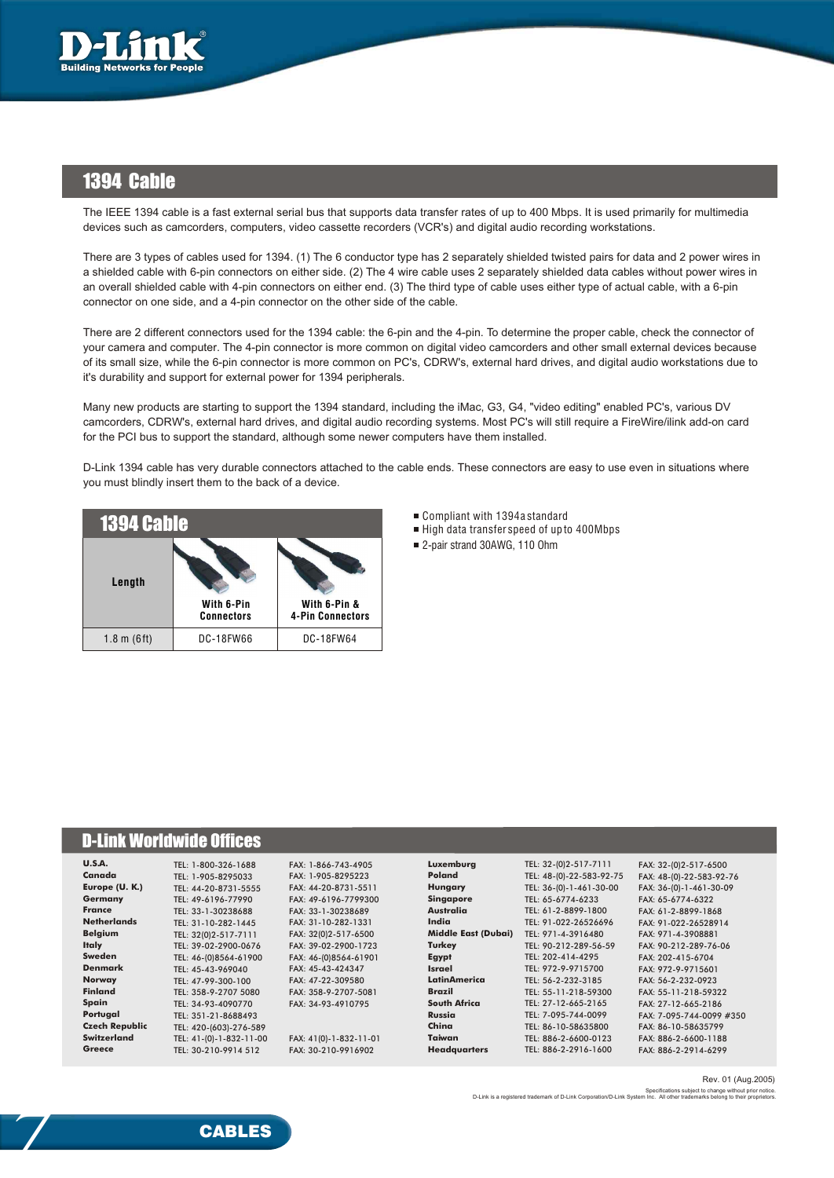## 1394 Cable

The IEEE 1394 cable is a fast external serial bus that supports data transfer rates of up to 400 Mbps. It is used primarily for multimedia devices such as camcorders, computers, video cassette recorders (VCR's) and digital audio recording workstations.

There are 3 types of cables used for 1394. (1) The 6 conductor type has 2 separately shielded twisted pairs for data and 2 power wires in a shielded cable with 6-pin connectors on either side. (2) The 4 wire cable uses 2 separately shielded data cables without power wires in an overall shielded cable with 4-pin connectors on either end. (3) The third type of cable uses either type of actual cable, with a 6-pin connector on one side, and a 4-pin connector on the other side of the cable.

There are 2 different connectors used for the 1394 cable: the 6-pin and the 4-pin. To determine the proper cable, check the connector of your camera and computer. The 4-pin connector is more common on digital video camcorders and other small external devices because of its small size, while the 6-pin connector is more common on PC's, CDRW's, external hard drives, and digital audio workstations due to it's durability and support for external power for 1394 peripherals.

Many new products are starting to support the 1394 standard, including the iMac, G3, G4, "video editing" enabled PC's, various DV camcorders, CDRW's, external hard drives, and digital audio recording systems. Most PC's will still require a FireWire/ilink add-on card for the PCI bus to support the standard, although some newer computers have them installed.

D-Link 1394 cable has very durable connectors attached to the cable ends. These connectors are easy to use even in situations where you must blindly insert them to the back of a device.

### 1394 Cable

| Length | With 6-Pin Connectors | With 6-Pin & 4-Pin Connectors |
|---|---|---|
| 1.8 m (6ft) | DC-18FW66 | DC-18FW64 |

- Compliant with 1394a standard
- High data transfer speed of up to 400Mbps
- 2-pair strand 30AWG, 110 Ohm

## D-Link Worldwide Offices

| | | |
|---|---|---|
| **U.S.A.** | TEL: 1-800-326-1688 | FAX: 1-866-743-4905 |
| **Canada** | TEL: 1-905-8295033 | FAX: 1-905-8295223 |
| **Europe (U. K.)** | TEL: 44-20-8731-5555 | FAX: 44-20-8731-5511 |
| **Germany** | TEL: 49-6196-77990 | FAX: 49-6196-7799300 |
| **France** | TEL: 33-1-30238688 | FAX: 33-1-30238689 |
| **Netherlands** | TEL: 31-10-282-1445 | FAX: 31-10-282-1331 |
| **Belgium** | TEL: 32(0)2-517-7111 | FAX: 32(0)2-517-6500 |
| **Italy** | TEL: 39-02-2900-0676 | FAX: 39-02-2900-1723 |
| **Sweden** | TEL: 46-(0)8564-61900 | FAX: 46-(0)8564-61901 |
| **Denmark** | TEL: 45-43-969040 | FAX: 45-43-424347 |
| **Norway** | TEL: 47-99-300-100 | FAX: 47-22-309580 |
| **Finland** | TEL: 358-9-2707 5080 | FAX: 358-9-2707-5081 |
| **Spain** | TEL: 34-93-4090770 | FAX: 34-93-4910795 |
| **Portugal** | TEL: 351-21-8688493 | |
| **Czech Republic** | TEL: 420-(603)-276-589 | |
| **Switzerland** | TEL: 41-(0)-1-832-11-00 | FAX: 41(0)-1-832-11-01 |
| **Greece** | TEL: 30-210-9914 512 | FAX: 30-210-9916902 |
| **Luxemburg** | TEL: 32-(0)2-517-7111 | FAX: 32-(0)2-517-6500 |
| **Poland** | TEL: 48-(0)-22-583-92-75 | FAX: 48-(0)-22-583-92-76 |
| **Hungary** | TEL: 36-(0)-1-461-30-00 | FAX: 36-(0)-1-461-30-09 |
| **Singapore** | TEL: 65-6774-6233 | FAX: 65-6774-6322 |
| **Australia** | TEL: 61-2-8899-1800 | FAX: 61-2-8899-1868 |
| **India** | TEL: 91-022-26526696 | FAX: 91-022-26528914 |
| **Middle East (Dubai)** | TEL: 971-4-3916480 | FAX: 971-4-3908881 |
| **Turkey** | TEL: 90-212-289-56-59 | FAX: 90-212-289-76-06 |
| **Egypt** | TEL: 202-414-4295 | FAX: 202-415-6704 |
| **Israel** | TEL: 972-9-9715700 | FAX: 972-9-9715601 |
| **LatinAmerica** | TEL: 56-2-232-3185 | FAX: 56-2-232-0923 |
| **Brazil** | TEL: 55-11-218-59300 | FAX: 55-11-218-59322 |
| **South Africa** | TEL: 27-12-665-2165 | FAX: 27-12-665-2186 |
| **Russia** | TEL: 7-095-744-0099 | FAX: 7-095-744-0099 #350 |
| **China** | TEL: 86-10-58635800 | FAX: 86-10-58635799 |
| **Taiwan** | TEL: 886-2-6600-0123 | FAX: 886-2-6600-1188 |
| **Headquarters** | TEL: 886-2-2916-1600 | FAX: 886-2-2914-6299 |

Rev. 01 (Aug.2005)

Specifications subject to change without prior notice.
D-Link is a registered trademark of D-Link Corporation/D-Link System Inc. All other trademarks belong to their proprietors.

CABLES